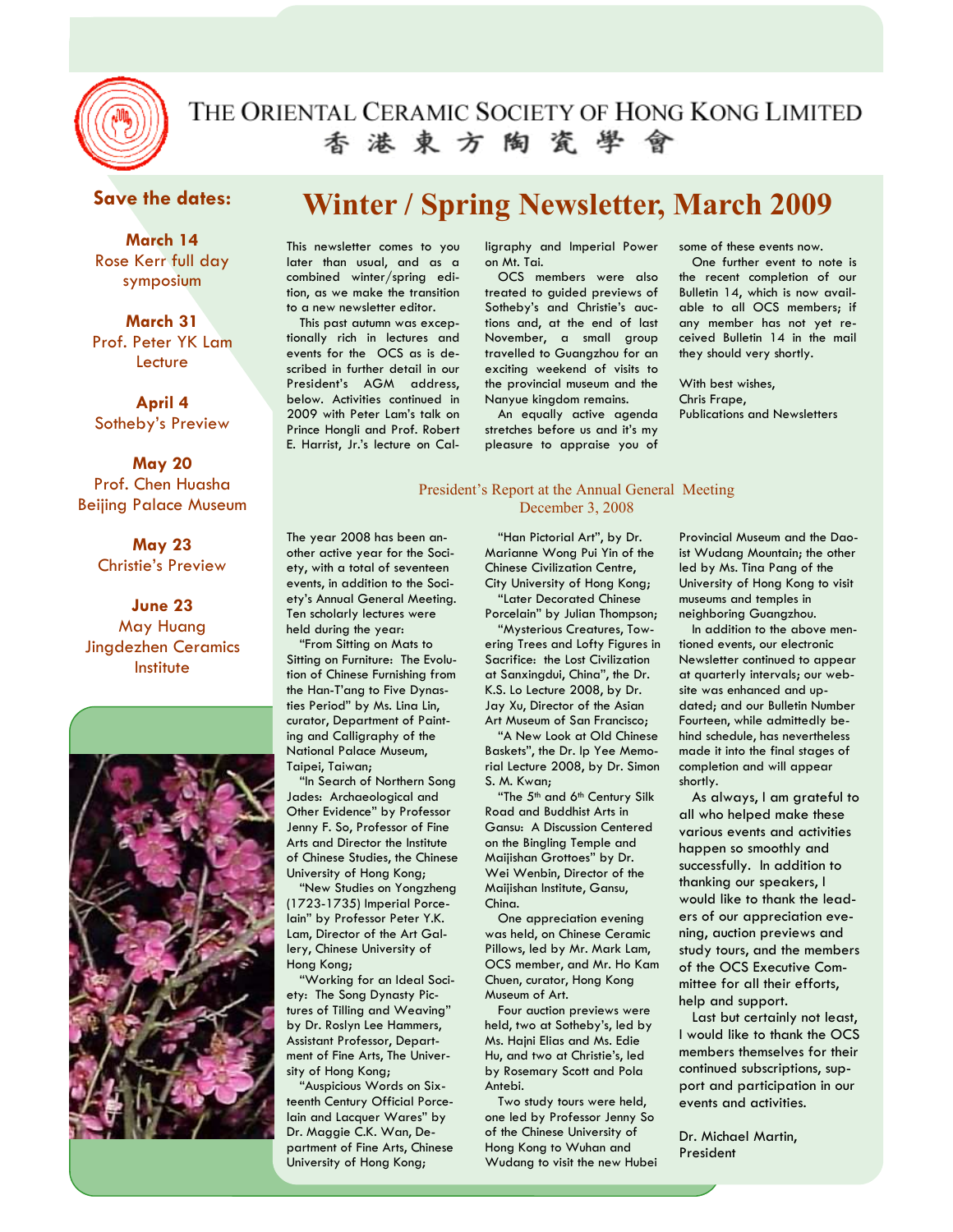# THE ORIENTAL CERAMIC SOCIETY OF HONG KONG LIMITED

香港東方陶瓷學會

**Save the dates:**

**March 14**
Rose Kerr full day symposium

**March 31**
Prof. Peter YK Lam Lecture

**April 4**
Sotheby's Preview

**May 20**
Prof. Chen Huasha Beijing Palace Museum

**May 23**
Christie's Preview

**June 23**
May Huang Jingdezhen Ceramics Institute

## Winter / Spring Newsletter, March 2009

This newsletter comes to you later than usual, and as a combined winter/spring edition, as we make the transition to a new newsletter editor.

This past autumn was exceptionally rich in lectures and events for the OCS as is described in further detail in our President's AGM address, below. Activities continued in 2009 with Peter Lam's talk on Prince Hongli and Prof. Robert E. Harrist, Jr.'s lecture on Calligraphy and Imperial Power on Mt. Tai.

OCS members were also treated to guided previews of Sotheby's and Christie's auctions and, at the end of last November, a small group travelled to Guangzhou for an exciting weekend of visits to the provincial museum and the Nanyue kingdom remains.

An equally active agenda stretches before us and it's my pleasure to appraise you of some of these events now.

One further event to note is the recent completion of our Bulletin 14, which is now available to all OCS members; if any member has not yet received Bulletin 14 in the mail they should very shortly.

With best wishes,
Chris Frape,
Publications and Newsletters

### President's Report at the Annual General Meeting
### December 3, 2008

The year 2008 has been another active year for the Society, with a total of seventeen events, in addition to the Society's Annual General Meeting. Ten scholarly lectures were held during the year:

"From Sitting on Mats to Sitting on Furniture: The Evolution of Chinese Furnishing from the Han-T'ang to Five Dynasties Period" by Ms. Lina Lin, curator, Department of Painting and Calligraphy of the National Palace Museum, Taipei, Taiwan;

"In Search of Northern Song Jades: Archaeological and Other Evidence" by Professor Jenny F. So, Professor of Fine Arts and Director the Institute of Chinese Studies, the Chinese University of Hong Kong;

"New Studies on Yongzheng (1723-1735) Imperial Porcelain" by Professor Peter Y.K. Lam, Director of the Art Gallery, Chinese University of Hong Kong;

"Working for an Ideal Society: The Song Dynasty Pictures of Tilling and Weaving" by Dr. Roslyn Lee Hammers, Assistant Professor, Department of Fine Arts, The University of Hong Kong;

"Auspicious Words on Sixteenth Century Official Porcelain and Lacquer Wares" by Dr. Maggie C.K. Wan, Department of Fine Arts, Chinese University of Hong Kong;

"Han Pictorial Art", by Dr. Marianne Wong Pui Yin of the Chinese Civilization Centre, City University of Hong Kong;

"Later Decorated Chinese Porcelain" by Julian Thompson;

"Mysterious Creatures, Towering Trees and Lofty Figures in Sacrifice: the Lost Civilization at Sanxingdui, China", the Dr. K.S. Lo Lecture 2008, by Dr. Jay Xu, Director of the Asian Art Museum of San Francisco;

"A New Look at Old Chinese Baskets", the Dr. Ip Yee Memorial Lecture 2008, by Dr. Simon S. M. Kwan;

"The 5th and 6th Century Silk Road and Buddhist Arts in Gansu: A Discussion Centered on the Bingling Temple and Maijishan Grottoes" by Dr. Wei Wenbin, Director of the Maijishan Institute, Gansu, China.

One appreciation evening was held, on Chinese Ceramic Pillows, led by Mr. Mark Lam, OCS member, and Mr. Ho Kam Chuen, curator, Hong Kong Museum of Art.

Four auction previews were held, two at Sotheby's, led by Ms. Hajni Elias and Ms. Edie Hu, and two at Christie's, led by Rosemary Scott and Pola Antebi.

Two study tours were held, one led by Professor Jenny So of the Chinese University of Hong Kong to Wuhan and Wudang to visit the new Hubei Provincial Museum and the Daoist Wudang Mountain; the other led by Ms. Tina Pang of the University of Hong Kong to visit museums and temples in neighboring Guangzhou.

In addition to the above mentioned events, our electronic Newsletter continued to appear at quarterly intervals; our website was enhanced and updated; and our Bulletin Number Fourteen, while admittedly behind schedule, has nevertheless made it into the final stages of completion and will appear shortly.

As always, I am grateful to all who helped make these various events and activities happen so smoothly and successfully. In addition to thanking our speakers, I would like to thank the leaders of our appreciation evening, auction previews and study tours, and the members of the OCS Executive Committee for all their efforts, help and support.

Last but certainly not least, I would like to thank the OCS members themselves for their continued subscriptions, support and participation in our events and activities.

Dr. Michael Martin,
President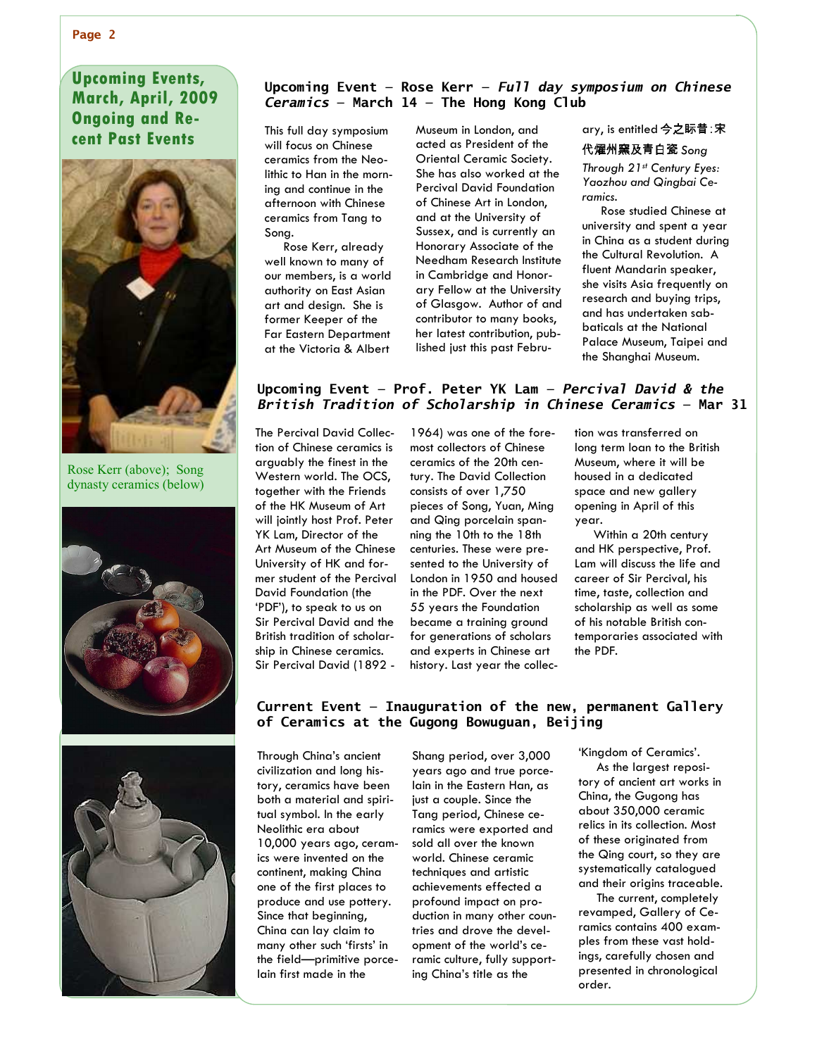## Upcoming Events, March, April, 2009 Ongoing and Recent Past Events

Rose Kerr (above); Song dynasty ceramics (below)

### Upcoming Event — Rose Kerr — *Full day symposium on Chinese Ceramics* — March 14 — The Hong Kong Club

This full day symposium will focus on Chinese ceramics from the Neolithic to Han in the morning and continue in the afternoon with Chinese ceramics from Tang to Song.

Rose Kerr, already well known to many of our members, is a world authority on East Asian art and design. She is former Keeper of the Far Eastern Department at the Victoria & Albert Museum in London, and acted as President of the Oriental Ceramic Society. She has also worked at the Percival David Foundation of Chinese Art in London, and at the University of Sussex, and is currently an Honorary Associate of the Needham Research Institute in Cambridge and Honorary Fellow at the University of Glasgow. Author of and contributor to many books, her latest contribution, published just this past February, is entitled 今之眎昔:宋代燿州窯及青白瓷 *Song Through 21st Century Eyes: Yaozhou and Qingbai Ceramics.*

Rose studied Chinese at university and spent a year in China as a student during the Cultural Revolution. A fluent Mandarin speaker, she visits Asia frequently on research and buying trips, and has undertaken sabbaticals at the National Palace Museum, Taipei and the Shanghai Museum.

### Upcoming Event — Prof. Peter YK Lam — *Percival David & the British Tradition of Scholarship in Chinese Ceramics* — Mar 31

The Percival David Collection of Chinese ceramics is arguably the finest in the Western world. The OCS, together with the Friends of the HK Museum of Art will jointly host Prof. Peter YK Lam, Director of the Art Museum of the Chinese University of HK and former student of the Percival David Foundation (the 'PDF'), to speak to us on Sir Percival David and the British tradition of scholarship in Chinese ceramics. Sir Percival David (1892 - 1964) was one of the foremost collectors of Chinese ceramics of the 20th century. The David Collection consists of over 1,750 pieces of Song, Yuan, Ming and Qing porcelain spanning the 10th to the 18th centuries. These were presented to the University of London in 1950 and housed in the PDF. Over the next 55 years the Foundation became a training ground for generations of scholars and experts in Chinese art history. Last year the collection was transferred on long term loan to the British Museum, where it will be housed in a dedicated space and new gallery opening in April of this year.

Within a 20th century and HK perspective, Prof. Lam will discuss the life and career of Sir Percival, his time, taste, collection and scholarship as well as some of his notable British contemporaries associated with the PDF.

### Current Event — Inauguration of the new, permanent Gallery of Ceramics at the Gugong Bowuguan, Beijing

Through China's ancient civilization and long history, ceramics have been both a material and spiritual symbol. In the early Neolithic era about 10,000 years ago, ceramics were invented on the continent, making China one of the first places to produce and use pottery. Since that beginning, China can lay claim to many other such 'firsts' in the field—primitive porcelain first made in the Shang period, over 3,000 years ago and true porcelain in the Eastern Han, as just a couple. Since the Tang period, Chinese ceramics were exported and sold all over the known world. Chinese ceramic techniques and artistic achievements effected a profound impact on production in many other countries and drove the development of the world's ceramic culture, fully supporting China's title as the 'Kingdom of Ceramics'.

As the largest repository of ancient art works in China, the Gugong has about 350,000 ceramic relics in its collection. Most of these originated from the Qing court, so they are systematically catalogued and their origins traceable.

The current, completely revamped, Gallery of Ceramics contains 400 examples from these vast holdings, carefully chosen and presented in chronological order.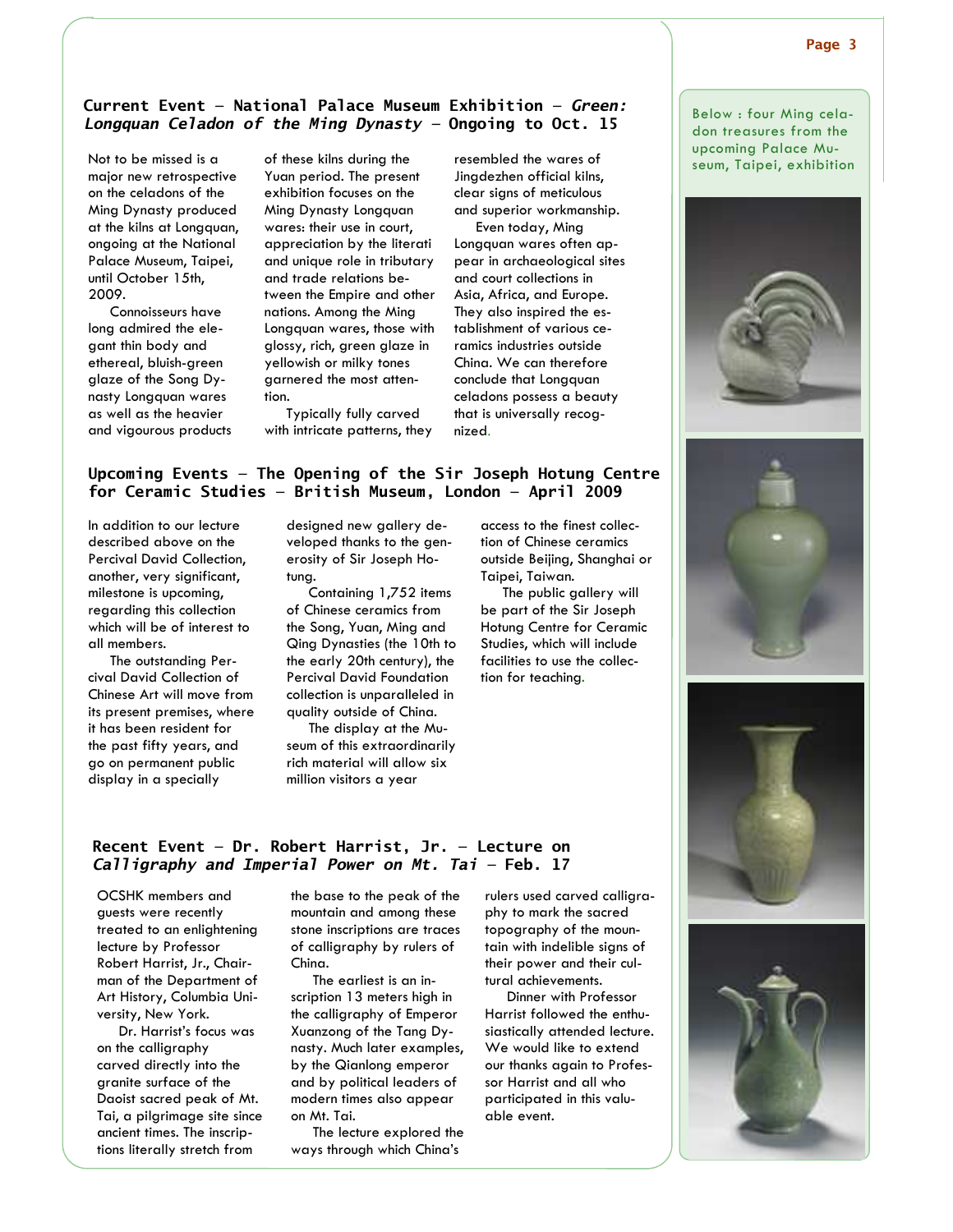### Current Event – National Palace Museum Exhibition – *Green: Longquan Celadon of the Ming Dynasty* – Ongoing to Oct. 15

Not to be missed is a major new retrospective on the celadons of the Ming Dynasty produced at the kilns at Longquan, ongoing at the National Palace Museum, Taipei, until October 15th, 2009.

Connoisseurs have long admired the elegant thin body and ethereal, bluish-green glaze of the Song Dynasty Longquan wares as well as the heavier and vigourous products of these kilns during the Yuan period. The present exhibition focuses on the Ming Dynasty Longquan wares: their use in court, appreciation by the literati and unique role in tributary and trade relations between the Empire and other nations. Among the Ming Longquan wares, those with glossy, rich, green glaze in yellowish or milky tones garnered the most attention.

Typically fully carved with intricate patterns, they resembled the wares of Jingdezhen official kilns, clear signs of meticulous and superior workmanship.

Even today, Ming Longquan wares often appear in archaeological sites and court collections in Asia, Africa, and Europe. They also inspired the establishment of various ceramics industries outside China. We can therefore conclude that Longquan celadons possess a beauty that is universally recognized.

Below : four Ming celadon treasures from the upcoming Palace Museum, Taipei, exhibition

### Upcoming Events – The Opening of the Sir Joseph Hotung Centre for Ceramic Studies – British Museum, London – April 2009

In addition to our lecture described above on the Percival David Collection, another, very significant, milestone is upcoming, regarding this collection which will be of interest to all members.

The outstanding Percival David Collection of Chinese Art will move from its present premises, where it has been resident for the past fifty years, and go on permanent public display in a specially designed new gallery developed thanks to the generosity of Sir Joseph Hotung.

Containing 1,752 items of Chinese ceramics from the Song, Yuan, Ming and Qing Dynasties (the 10th to the early 20th century), the Percival David Foundation collection is unparalleled in quality outside of China.

The display at the Museum of this extraordinarily rich material will allow six million visitors a year access to the finest collection of Chinese ceramics outside Beijing, Shanghai or Taipei, Taiwan.

The public gallery will be part of the Sir Joseph Hotung Centre for Ceramic Studies, which will include facilities to use the collection for teaching.

### Recent Event – Dr. Robert Harrist, Jr. – Lecture on *Calligraphy and Imperial Power on Mt. Tai* – Feb. 17

OCSHK members and guests were recently treated to an enlightening lecture by Professor Robert Harrist, Jr., Chairman of the Department of Art History, Columbia University, New York.

Dr. Harrist's focus was on the calligraphy carved directly into the granite surface of the Daoist sacred peak of Mt. Tai, a pilgrimage site since ancient times. The inscriptions literally stretch from the base to the peak of the mountain and among these stone inscriptions are traces of calligraphy by rulers of China.

The earliest is an inscription 13 meters high in the calligraphy of Emperor Xuanzong of the Tang Dynasty. Much later examples, by the Qianlong emperor and by political leaders of modern times also appear on Mt. Tai.

The lecture explored the ways through which China's rulers used carved calligraphy to mark the sacred topography of the mountain with indelible signs of their power and their cultural achievements.

Dinner with Professor Harrist followed the enthusiastically attended lecture. We would like to extend our thanks again to Professor Harrist and all who participated in this valuable event.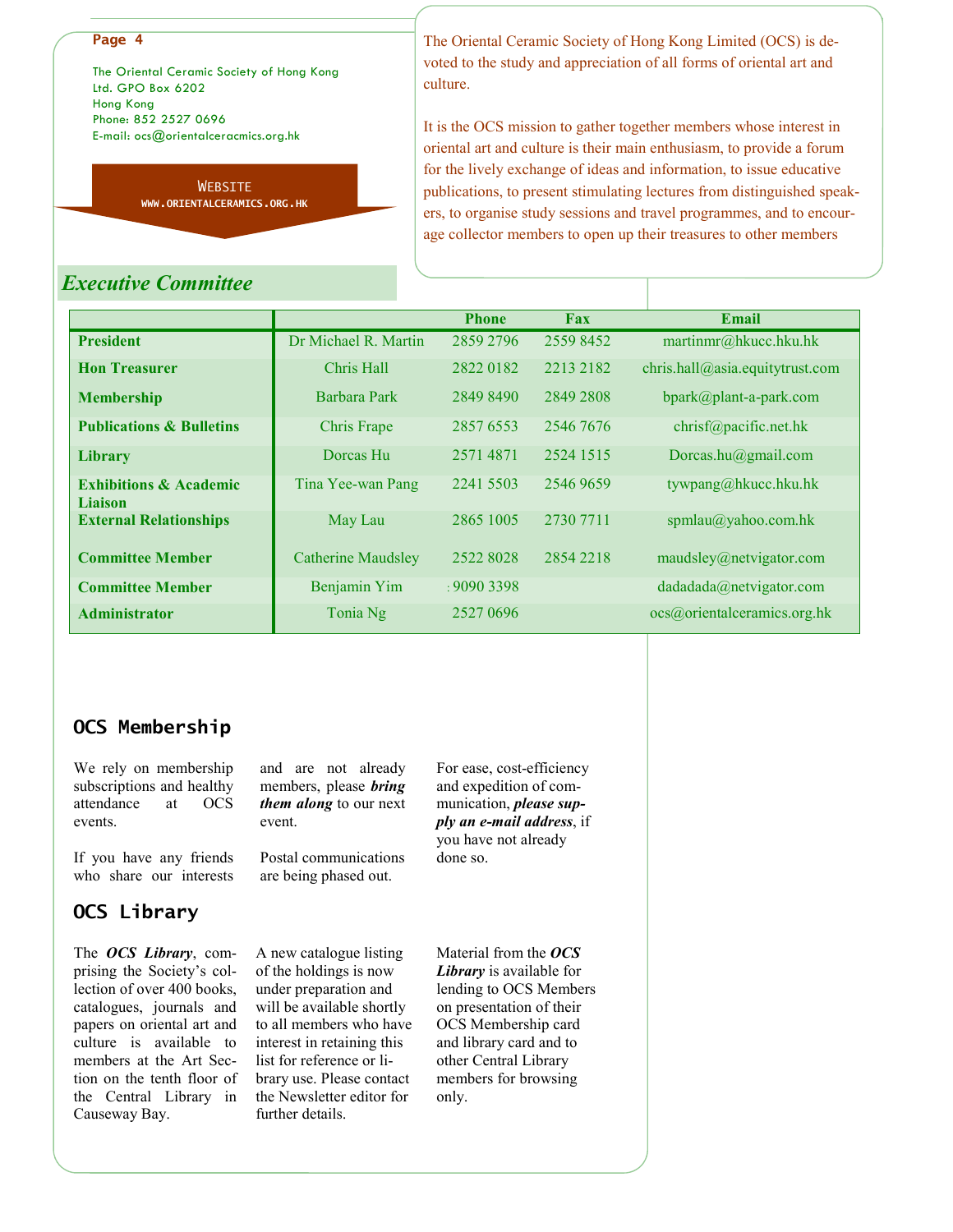The Oriental Ceramic Society of Hong Kong Ltd. GPO Box 6202
Hong Kong
Phone: 852 2527 0696
E-mail: ocs@orientalceracmics.org.hk

**WEBSITE**
**WWW.ORIENTALCERAMICS.ORG.HK**

The Oriental Ceramic Society of Hong Kong Limited (OCS) is devoted to the study and appreciation of all forms of oriental art and culture.

It is the OCS mission to gather together members whose interest in oriental art and culture is their main enthusiasm, to provide a forum for the lively exchange of ideas and information, to issue educative publications, to present stimulating lectures from distinguished speakers, to organise study sessions and travel programmes, and to encourage collector members to open up their treasures to other members

## *Executive Committee*

| | | Phone | Fax | Email |
|---|---|---|---|---|
| **President** | Dr Michael R. Martin | 2859 2796 | 2559 8452 | martinmr@hkucc.hku.hk |
| **Hon Treasurer** | Chris Hall | 2822 0182 | 2213 2182 | chris.hall@asia.equitytrust.com |
| **Membership** | Barbara Park | 2849 8490 | 2849 2808 | bpark@plant-a-park.com |
| **Publications & Bulletins** | Chris Frape | 2857 6553 | 2546 7676 | chrisf@pacific.net.hk |
| **Library** | Dorcas Hu | 2571 4871 | 2524 1515 | Dorcas.hu@gmail.com |
| **Exhibitions & Academic Liaison** | Tina Yee-wan Pang | 2241 5503 | 2546 9659 | tywpang@hkucc.hku.hk |
| **External Relationships** | May Lau | 2865 1005 | 2730 7711 | spmlau@yahoo.com.hk |
| **Committee Member** | Catherine Maudsley | 2522 8028 | 2854 2218 | maudsley@netvigator.com |
| **Committee Member** | Benjamin Yim | : 9090 3398 | | dadadada@netvigator.com |
| **Administrator** | Tonia Ng | 2527 0696 | | ocs@orientalceramics.org.hk |

## OCS Membership

We rely on membership subscriptions and healthy attendance at OCS events.

If you have any friends who share our interests and are not already members, please ***bring them along*** to our next event.

Postal communications are being phased out.

For ease, cost-efficiency and expedition of communication, ***please supply an e-mail address***, if you have not already done so.

## OCS Library

The ***OCS Library***, comprising the Society's collection of over 400 books, catalogues, journals and papers on oriental art and culture is available to members at the Art Section on the tenth floor of the Central Library in Causeway Bay.

A new catalogue listing of the holdings is now under preparation and will be available shortly to all members who have interest in retaining this list for reference or library use. Please contact the Newsletter editor for further details.

Material from the ***OCS Library*** is available for lending to OCS Members on presentation of their OCS Membership card and library card and to other Central Library members for browsing only.